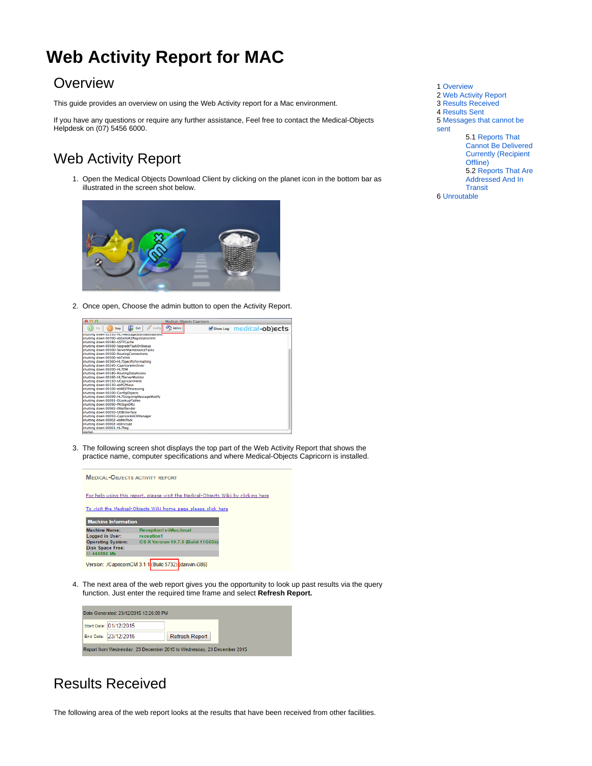# Web Activity Report for MAC

1 Overview
2 Web Activity Report
3 Results Received
4 Results Sent
5 Messages that cannot be sent
    5.1 Reports That Cannot Be Delivered Currently (Recipient Offline)
    5.2 Reports That Are Addressed And In Transit
6 Unroutable

## Overview

This guide provides an overview on using the Web Activity report for a Mac environment.

If you have any questions or require any further assistance, Feel free to contact the Medical-Objects Helpdesk on (07) 5456 6000.

## Web Activity Report

1. Open the Medical Objects Download Client by clicking on the planet icon in the bottom bar as illustrated in the screen shot below.

2. Once open, Choose the admin button to open the Activity Report.

3. The following screen shot displays the top part of the Web Activity Report that shows the practice name, computer specifications and where Medical-Objects Capricorn is installed.

4. The next area of the web report gives you the opportunity to look up past results via the query function. Just enter the required time frame and select **Refresh Report.**

## Results Received

The following area of the web report looks at the results that have been received from other facilities.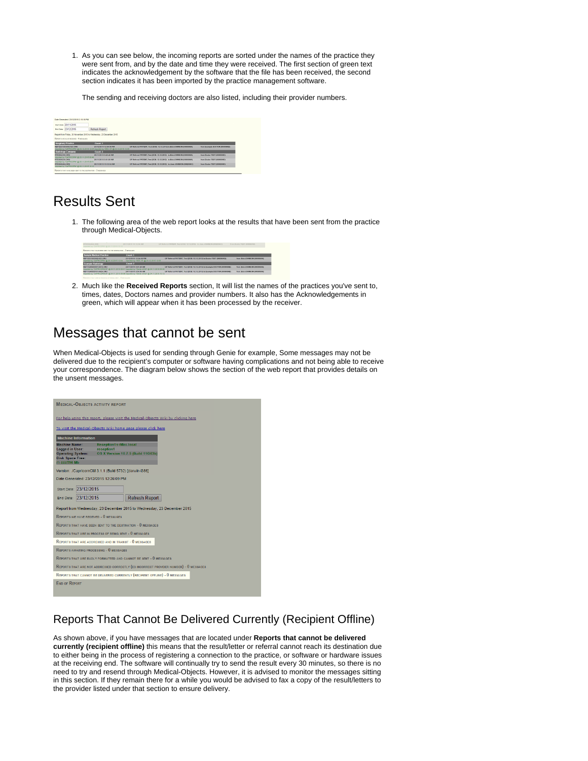1. As you can see below, the incoming reports are sorted under the names of the practice they were sent from, and by the date and time they were received. The first section of green text indicates the acknowledgement by the software that the file has been received, the second section indicates it has been imported by the practice management software.

   The sending and receiving doctors are also listed, including their provider numbers.

## Results Sent

1. The following area of the web report looks at the results that have been sent from the practice through Medical-Objects.
2. Much like the **Received Reports** section, It will list the names of the practices you've sent to, times, dates, Doctors names and provider numbers. It also has the Acknowledgements in green, which will appear when it has been processed by the receiver.

## Messages that cannot be sent

When Medical-Objects is used for sending through Genie for example, Some messages may not be delivered due to the recipient's computer or software having complications and not being able to receive your correspondence. The diagram below shows the section of the web report that provides details on the unsent messages.

### Reports That Cannot Be Delivered Currently (Recipient Offline)

As shown above, if you have messages that are located under **Reports that cannot be delivered currently (recipient offline)** this means that the result/letter or referral cannot reach its destination due to either being in the process of registering a connection to the practice, or software or hardware issues at the receiving end. The software will continually try to send the result every 30 minutes, so there is no need to try and resend through Medical-Objects. However, it is advised to monitor the messages sitting in this section. If they remain there for a while you would be advised to fax a copy of the result/letters to the provider listed under that section to ensure delivery.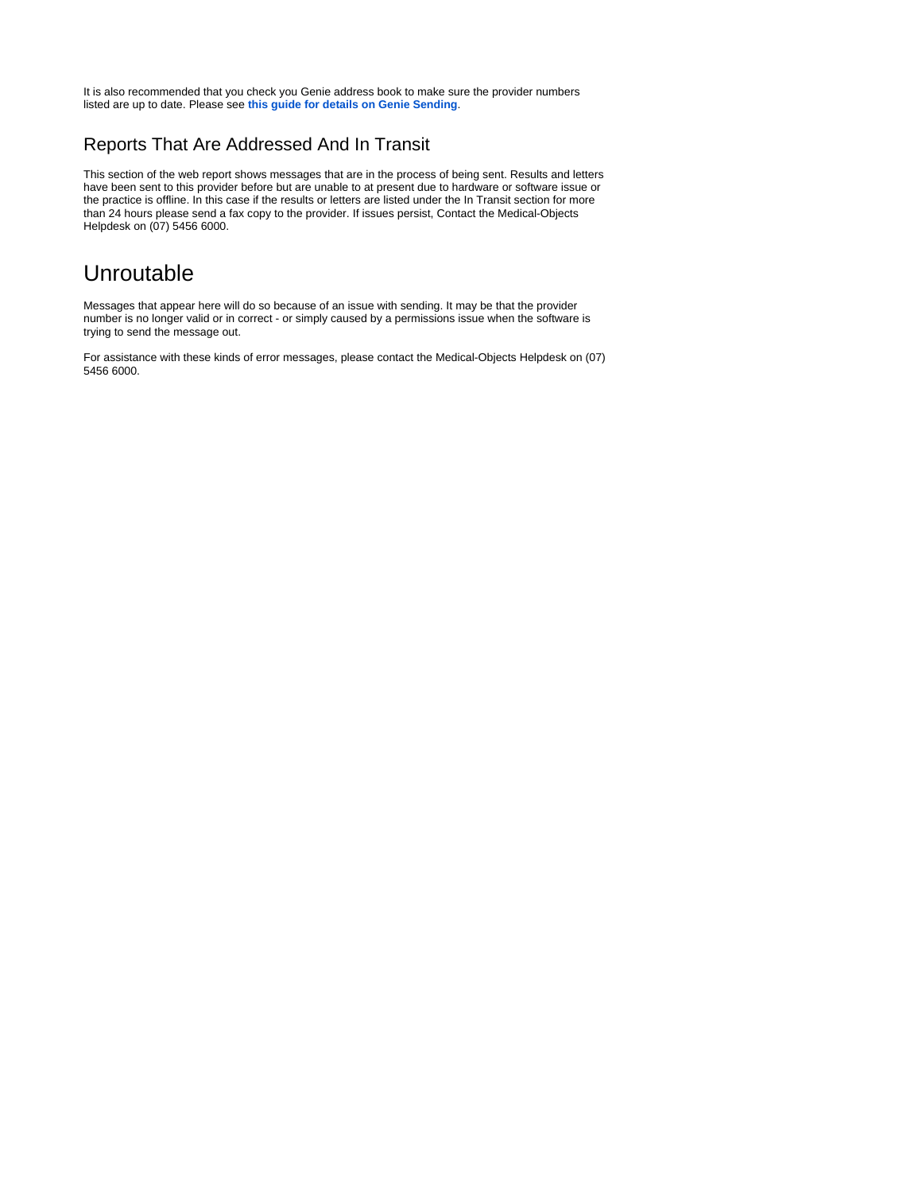It is also recommended that you check you Genie address book to make sure the provider numbers listed are up to date. Please see **this guide for details on Genie Sending**.

## Reports That Are Addressed And In Transit

This section of the web report shows messages that are in the process of being sent. Results and letters have been sent to this provider before but are unable to at present due to hardware or software issue or the practice is offline. In this case if the results or letters are listed under the In Transit section for more than 24 hours please send a fax copy to the provider. If issues persist, Contact the Medical-Objects Helpdesk on (07) 5456 6000.

# Unroutable

Messages that appear here will do so because of an issue with sending. It may be that the provider number is no longer valid or in correct - or simply caused by a permissions issue when the software is trying to send the message out.

For assistance with these kinds of error messages, please contact the Medical-Objects Helpdesk on (07) 5456 6000.